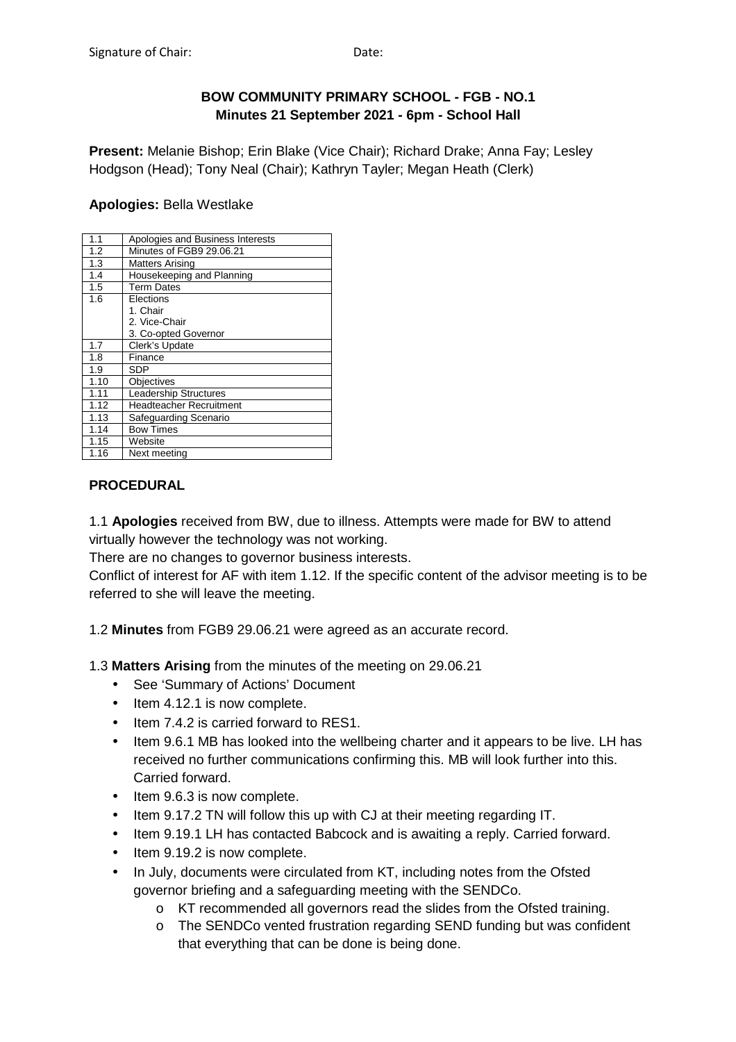Signature of Chair: Date:

**BOW COMMUNITY PRIMARY SCHOOL - FGB - NO.1**
**Minutes 21 September 2021 - 6pm - School Hall**

**Present:** Melanie Bishop; Erin Blake (Vice Chair); Richard Drake; Anna Fay; Lesley Hodgson (Head); Tony Neal (Chair); Kathryn Tayler; Megan Heath (Clerk)

**Apologies:** Bella Westlake

| | |
|---|---|
| 1.1 | Apologies and Business Interests |
| 1.2 | Minutes of FGB9 29.06.21 |
| 1.3 | Matters Arising |
| 1.4 | Housekeeping and Planning |
| 1.5 | Term Dates |
| 1.6 | Elections<br>1. Chair<br>2. Vice-Chair<br>3. Co-opted Governor |
| 1.7 | Clerk's Update |
| 1.8 | Finance |
| 1.9 | SDP |
| 1.10 | Objectives |
| 1.11 | Leadership Structures |
| 1.12 | Headteacher Recruitment |
| 1.13 | Safeguarding Scenario |
| 1.14 | Bow Times |
| 1.15 | Website |
| 1.16 | Next meeting |

**PROCEDURAL**

1.1 **Apologies** received from BW, due to illness. Attempts were made for BW to attend virtually however the technology was not working.

There are no changes to governor business interests.

Conflict of interest for AF with item 1.12. If the specific content of the advisor meeting is to be referred to she will leave the meeting.

1.2 **Minutes** from FGB9 29.06.21 were agreed as an accurate record.

1.3 **Matters Arising** from the minutes of the meeting on 29.06.21

- See 'Summary of Actions' Document
- Item 4.12.1 is now complete.
- Item 7.4.2 is carried forward to RES1.
- Item 9.6.1 MB has looked into the wellbeing charter and it appears to be live. LH has received no further communications confirming this. MB will look further into this. Carried forward.
- Item 9.6.3 is now complete.
- Item 9.17.2 TN will follow this up with CJ at their meeting regarding IT.
- Item 9.19.1 LH has contacted Babcock and is awaiting a reply. Carried forward.
- Item 9.19.2 is now complete.
- In July, documents were circulated from KT, including notes from the Ofsted governor briefing and a safeguarding meeting with the SENDCo.
    - KT recommended all governors read the slides from the Ofsted training.
    - The SENDCo vented frustration regarding SEND funding but was confident that everything that can be done is being done.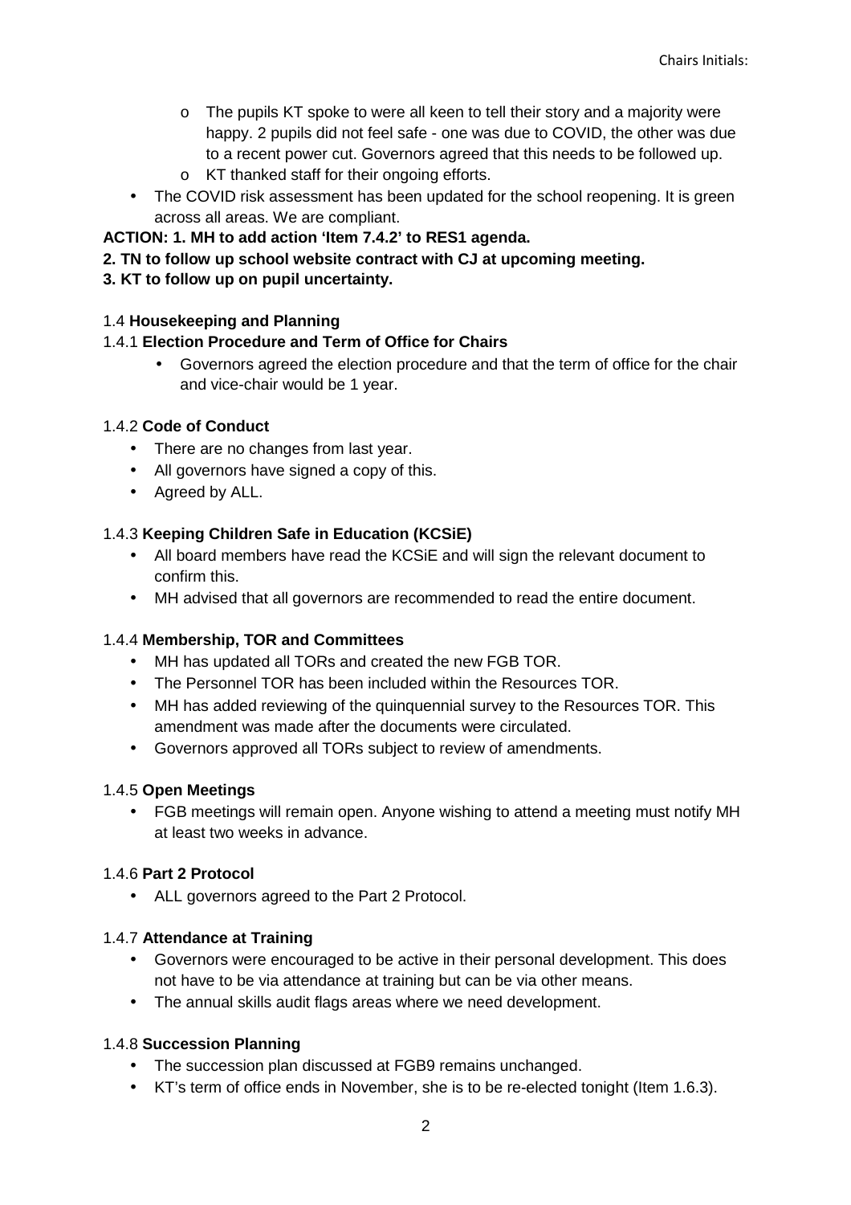- The pupils KT spoke to were all keen to tell their story and a majority were happy. 2 pupils did not feel safe - one was due to COVID, the other was due to a recent power cut. Governors agreed that this needs to be followed up.
  - KT thanked staff for their ongoing efforts.
- The COVID risk assessment has been updated for the school reopening. It is green across all areas. We are compliant.

**ACTION: 1. MH to add action 'Item 7.4.2' to RES1 agenda.**
**2. TN to follow up school website contract with CJ at upcoming meeting.**
**3. KT to follow up on pupil uncertainty.**

### 1.4 **Housekeeping and Planning**

#### 1.4.1 **Election Procedure and Term of Office for Chairs**

- Governors agreed the election procedure and that the term of office for the chair and vice-chair would be 1 year.

#### 1.4.2 **Code of Conduct**

- There are no changes from last year.
- All governors have signed a copy of this.
- Agreed by ALL.

#### 1.4.3 **Keeping Children Safe in Education (KCSiE)**

- All board members have read the KCSiE and will sign the relevant document to confirm this.
- MH advised that all governors are recommended to read the entire document.

#### 1.4.4 **Membership, TOR and Committees**

- MH has updated all TORs and created the new FGB TOR.
- The Personnel TOR has been included within the Resources TOR.
- MH has added reviewing of the quinquennial survey to the Resources TOR. This amendment was made after the documents were circulated.
- Governors approved all TORs subject to review of amendments.

#### 1.4.5 **Open Meetings**

- FGB meetings will remain open. Anyone wishing to attend a meeting must notify MH at least two weeks in advance.

#### 1.4.6 **Part 2 Protocol**

- ALL governors agreed to the Part 2 Protocol.

#### 1.4.7 **Attendance at Training**

- Governors were encouraged to be active in their personal development. This does not have to be via attendance at training but can be via other means.
- The annual skills audit flags areas where we need development.

#### 1.4.8 **Succession Planning**

- The succession plan discussed at FGB9 remains unchanged.
- KT's term of office ends in November, she is to be re-elected tonight (Item 1.6.3).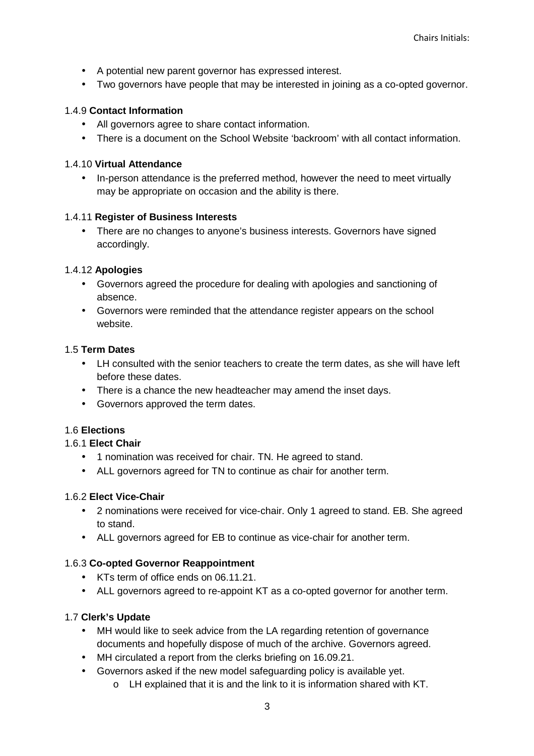- A potential new parent governor has expressed interest.
- Two governors have people that may be interested in joining as a co-opted governor.

1.4.9 **Contact Information**

- All governors agree to share contact information.
- There is a document on the School Website 'backroom' with all contact information.

1.4.10 **Virtual Attendance**

- In-person attendance is the preferred method, however the need to meet virtually may be appropriate on occasion and the ability is there.

1.4.11 **Register of Business Interests**

- There are no changes to anyone's business interests. Governors have signed accordingly.

1.4.12 **Apologies**

- Governors agreed the procedure for dealing with apologies and sanctioning of absence.
- Governors were reminded that the attendance register appears on the school website.

1.5 **Term Dates**

- LH consulted with the senior teachers to create the term dates, as she will have left before these dates.
- There is a chance the new headteacher may amend the inset days.
- Governors approved the term dates.

1.6 **Elections**

1.6.1 **Elect Chair**

- 1 nomination was received for chair. TN. He agreed to stand.
- ALL governors agreed for TN to continue as chair for another term.

1.6.2 **Elect Vice-Chair**

- 2 nominations were received for vice-chair. Only 1 agreed to stand. EB. She agreed to stand.
- ALL governors agreed for EB to continue as vice-chair for another term.

1.6.3 **Co-opted Governor Reappointment**

- KTs term of office ends on 06.11.21.
- ALL governors agreed to re-appoint KT as a co-opted governor for another term.

1.7 **Clerk's Update**

- MH would like to seek advice from the LA regarding retention of governance documents and hopefully dispose of much of the archive. Governors agreed.
- MH circulated a report from the clerks briefing on 16.09.21.
- Governors asked if the new model safeguarding policy is available yet.
  - LH explained that it is and the link to it is information shared with KT.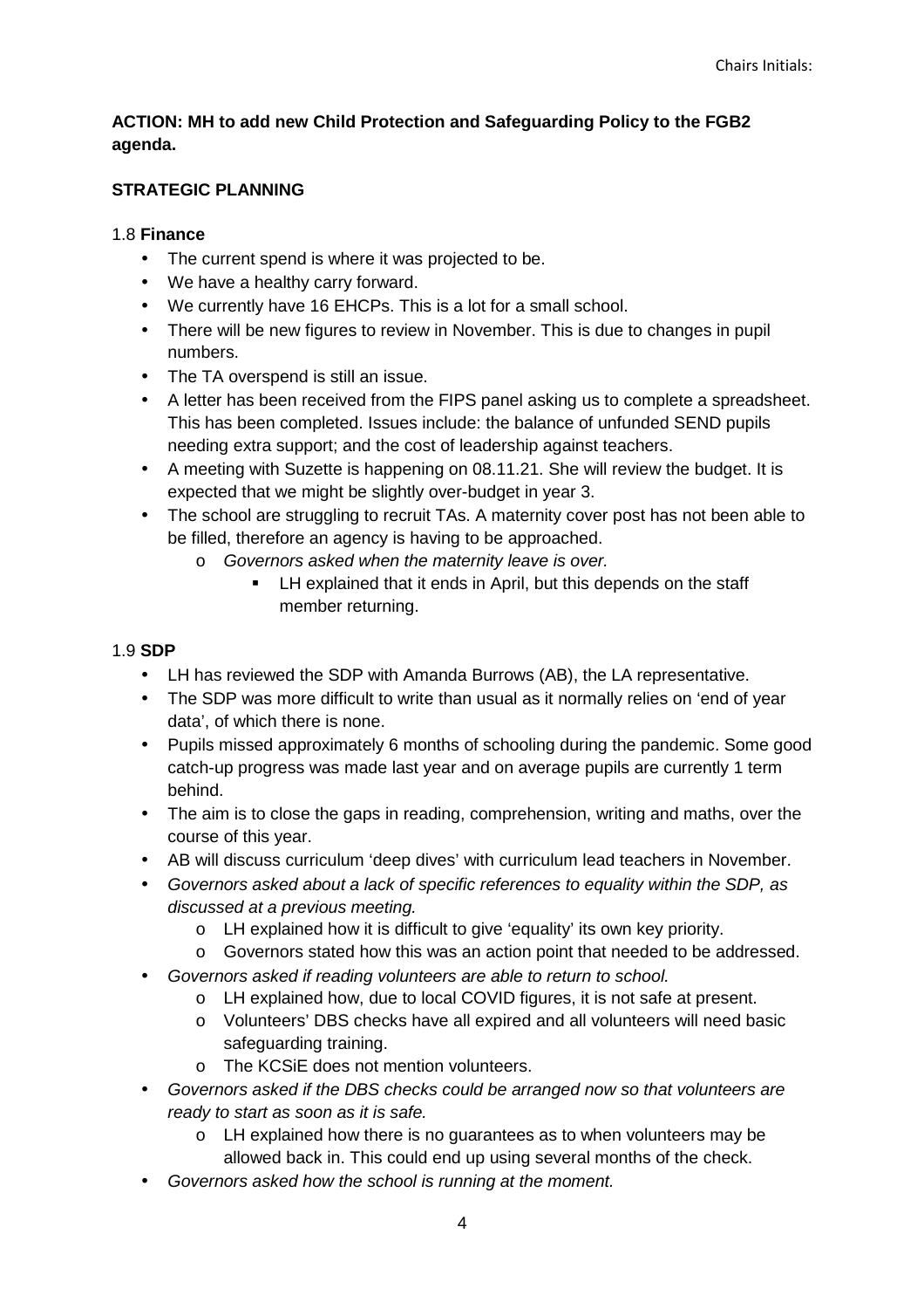**ACTION: MH to add new Child Protection and Safeguarding Policy to the FGB2 agenda.**

**STRATEGIC PLANNING**

1.8 **Finance**

- The current spend is where it was projected to be.
- We have a healthy carry forward.
- We currently have 16 EHCPs. This is a lot for a small school.
- There will be new figures to review in November. This is due to changes in pupil numbers.
- The TA overspend is still an issue.
- A letter has been received from the FIPS panel asking us to complete a spreadsheet. This has been completed. Issues include: the balance of unfunded SEND pupils needing extra support; and the cost of leadership against teachers.
- A meeting with Suzette is happening on 08.11.21. She will review the budget. It is expected that we might be slightly over-budget in year 3.
- The school are struggling to recruit TAs. A maternity cover post has not been able to be filled, therefore an agency is having to be approached.
    - *Governors asked when the maternity leave is over.*
        - LH explained that it ends in April, but this depends on the staff member returning.

1.9 **SDP**

- LH has reviewed the SDP with Amanda Burrows (AB), the LA representative.
- The SDP was more difficult to write than usual as it normally relies on 'end of year data', of which there is none.
- Pupils missed approximately 6 months of schooling during the pandemic. Some good catch-up progress was made last year and on average pupils are currently 1 term behind.
- The aim is to close the gaps in reading, comprehension, writing and maths, over the course of this year.
- AB will discuss curriculum 'deep dives' with curriculum lead teachers in November.
- *Governors asked about a lack of specific references to equality within the SDP, as discussed at a previous meeting.*
    - LH explained how it is difficult to give 'equality' its own key priority.
    - Governors stated how this was an action point that needed to be addressed.
- *Governors asked if reading volunteers are able to return to school.*
    - LH explained how, due to local COVID figures, it is not safe at present.
    - Volunteers' DBS checks have all expired and all volunteers will need basic safeguarding training.
    - The KCSiE does not mention volunteers.
- *Governors asked if the DBS checks could be arranged now so that volunteers are ready to start as soon as it is safe.*
    - LH explained how there is no guarantees as to when volunteers may be allowed back in. This could end up using several months of the check.
- *Governors asked how the school is running at the moment.*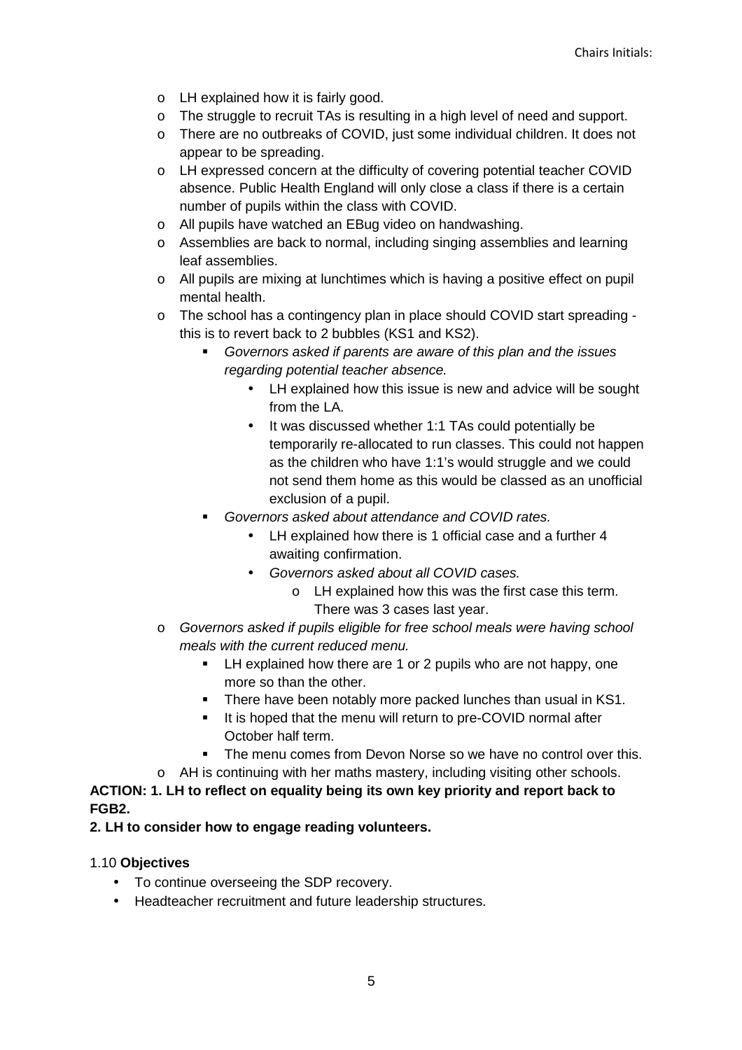- LH explained how it is fairly good.
- The struggle to recruit TAs is resulting in a high level of need and support.
- There are no outbreaks of COVID, just some individual children. It does not appear to be spreading.
- LH expressed concern at the difficulty of covering potential teacher COVID absence. Public Health England will only close a class if there is a certain number of pupils within the class with COVID.
- All pupils have watched an EBug video on handwashing.
- Assemblies are back to normal, including singing assemblies and learning leaf assemblies.
- All pupils are mixing at lunchtimes which is having a positive effect on pupil mental health.
- The school has a contingency plan in place should COVID start spreading - this is to revert back to 2 bubbles (KS1 and KS2).
    - *Governors asked if parents are aware of this plan and the issues regarding potential teacher absence.*
        - LH explained how this issue is new and advice will be sought from the LA.
        - It was discussed whether 1:1 TAs could potentially be temporarily re-allocated to run classes. This could not happen as the children who have 1:1's would struggle and we could not send them home as this would be classed as an unofficial exclusion of a pupil.
    - *Governors asked about attendance and COVID rates.*
        - LH explained how there is 1 official case and a further 4 awaiting confirmation.
        - *Governors asked about all COVID cases.*
            - LH explained how this was the first case this term. There was 3 cases last year.
- *Governors asked if pupils eligible for free school meals were having school meals with the current reduced menu.*
    - LH explained how there are 1 or 2 pupils who are not happy, one more so than the other.
    - There have been notably more packed lunches than usual in KS1.
    - It is hoped that the menu will return to pre-COVID normal after October half term.
    - The menu comes from Devon Norse so we have no control over this.
- AH is continuing with her maths mastery, including visiting other schools.

**ACTION: 1. LH to reflect on equality being its own key priority and report back to FGB2.**

**2. LH to consider how to engage reading volunteers.**

1.10 **Objectives**

- To continue overseeing the SDP recovery.
- Headteacher recruitment and future leadership structures.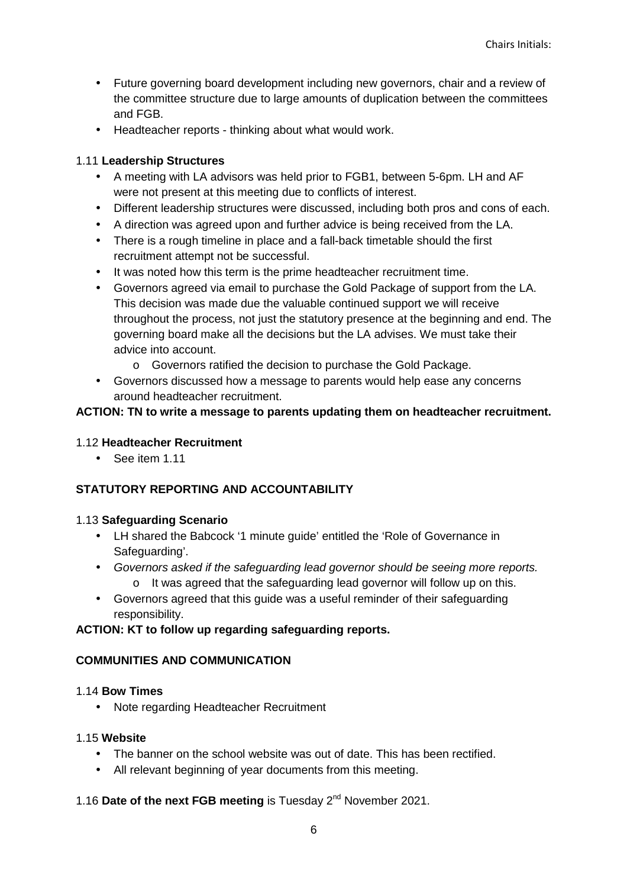- Future governing board development including new governors, chair and a review of the committee structure due to large amounts of duplication between the committees and FGB.
- Headteacher reports - thinking about what would work.

1.11 **Leadership Structures**

- A meeting with LA advisors was held prior to FGB1, between 5-6pm. LH and AF were not present at this meeting due to conflicts of interest.
- Different leadership structures were discussed, including both pros and cons of each.
- A direction was agreed upon and further advice is being received from the LA.
- There is a rough timeline in place and a fall-back timetable should the first recruitment attempt not be successful.
- It was noted how this term is the prime headteacher recruitment time.
- Governors agreed via email to purchase the Gold Package of support from the LA. This decision was made due the valuable continued support we will receive throughout the process, not just the statutory presence at the beginning and end. The governing board make all the decisions but the LA advises. We must take their advice into account.
  - Governors ratified the decision to purchase the Gold Package.
- Governors discussed how a message to parents would help ease any concerns around headteacher recruitment.

**ACTION: TN to write a message to parents updating them on headteacher recruitment.**

1.12 **Headteacher Recruitment**

- See item 1.11

**STATUTORY REPORTING AND ACCOUNTABILITY**

1.13 **Safeguarding Scenario**

- LH shared the Babcock '1 minute guide' entitled the 'Role of Governance in Safeguarding'.
- *Governors asked if the safeguarding lead governor should be seeing more reports.*
  - It was agreed that the safeguarding lead governor will follow up on this.
- Governors agreed that this guide was a useful reminder of their safeguarding responsibility.

**ACTION: KT to follow up regarding safeguarding reports.**

**COMMUNITIES AND COMMUNICATION**

1.14 **Bow Times**

- Note regarding Headteacher Recruitment

1.15 **Website**

- The banner on the school website was out of date. This has been rectified.
- All relevant beginning of year documents from this meeting.

1.16 **Date of the next FGB meeting** is Tuesday 2nd November 2021.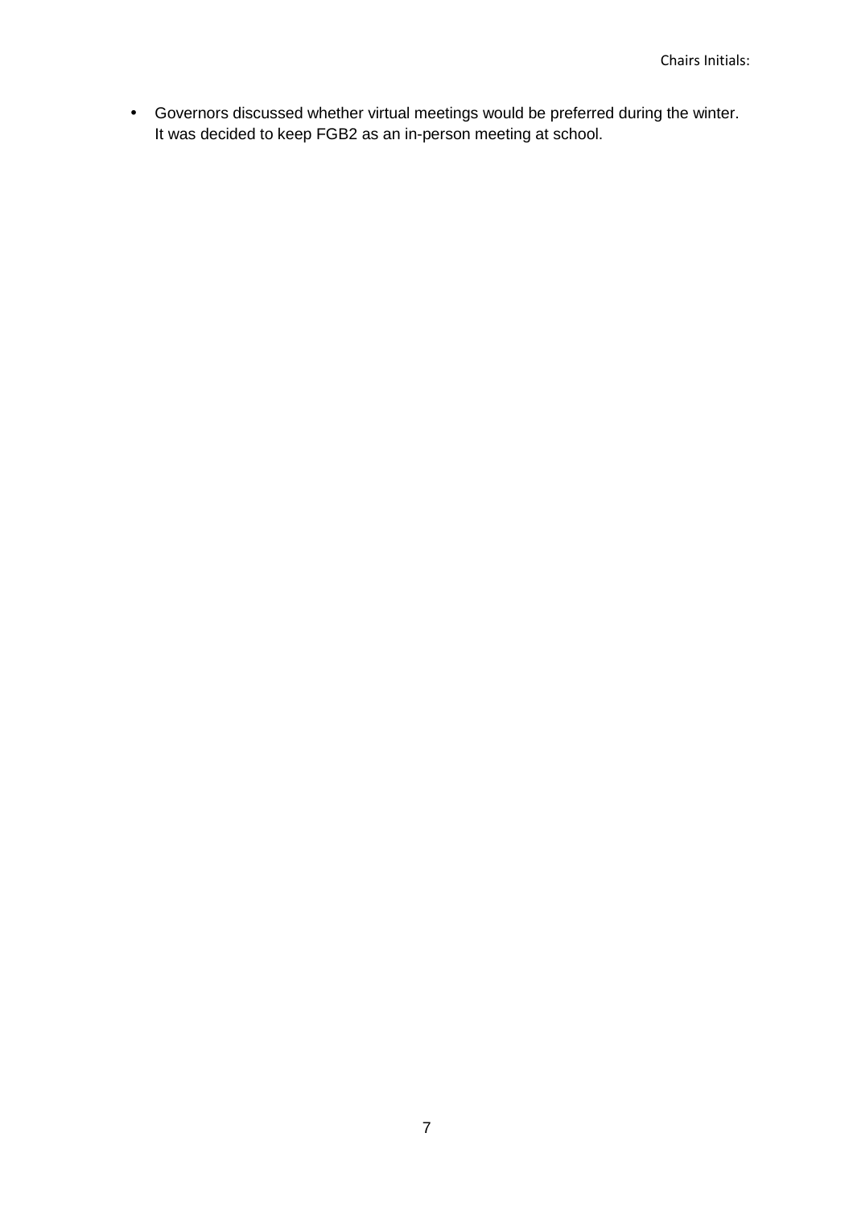- Governors discussed whether virtual meetings would be preferred during the winter. It was decided to keep FGB2 as an in-person meeting at school.